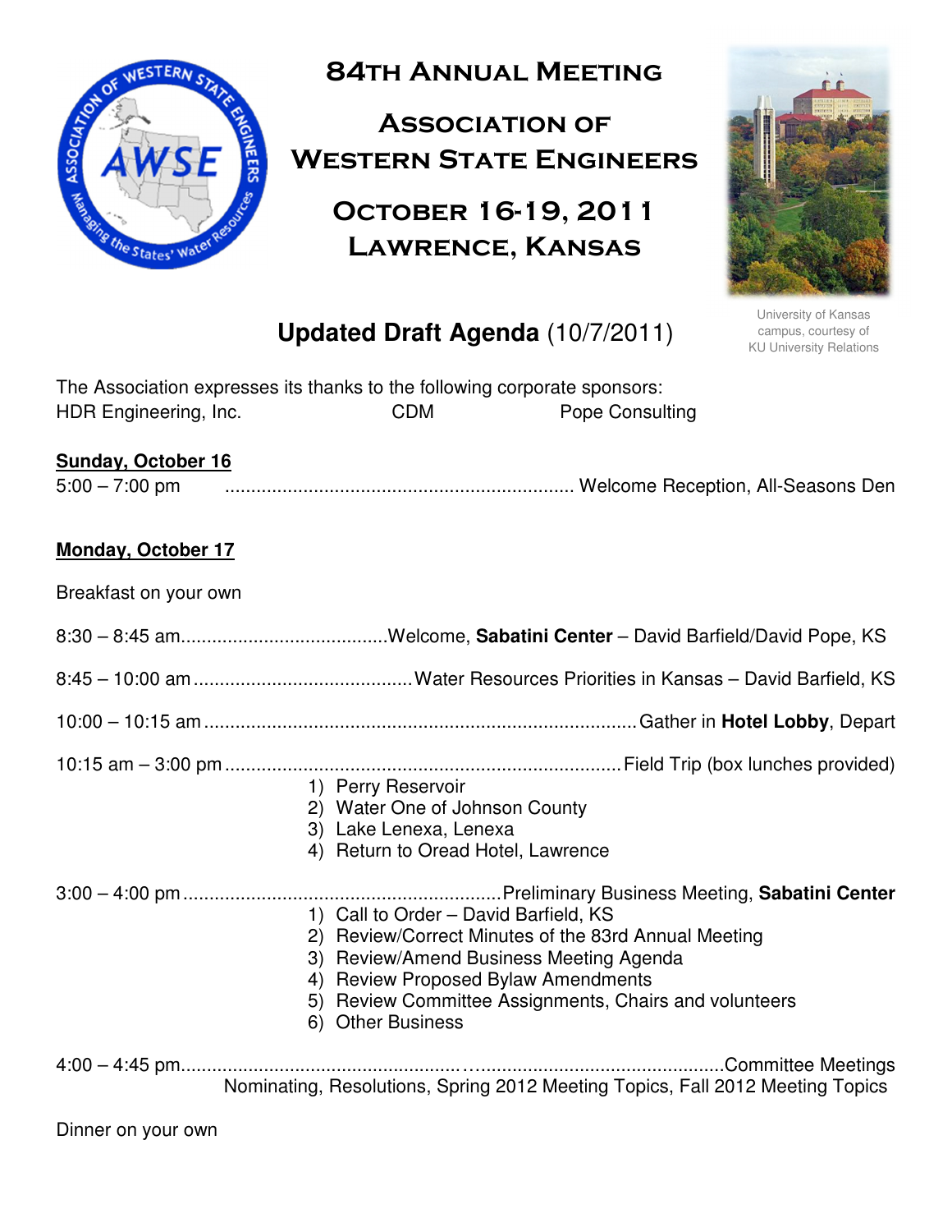# 84th Annual Meeting

## Association of Western State Engineers

## October 16-19, 2011
## Lawrence, Kansas

University of Kansas campus, courtesy of KU University Relations

## Updated Draft Agenda (10/7/2011)

The Association expresses its thanks to the following corporate sponsors:
HDR Engineering, Inc. CDM Pope Consulting

**Sunday, October 16**

5:00 – 7:00 pm .......... Welcome Reception, All-Seasons Den

**Monday, October 17**

Breakfast on your own

8:30 – 8:45 am.......... Welcome, **Sabatini Center** – David Barfield/David Pope, KS

8:45 – 10:00 am.......... Water Resources Priorities in Kansas – David Barfield, KS

10:00 – 10:15 am.......... Gather in **Hotel Lobby**, Depart

10:15 am – 3:00 pm.......... Field Trip (box lunches provided)

1) Perry Reservoir
2) Water One of Johnson County
3) Lake Lenexa, Lenexa
4) Return to Oread Hotel, Lawrence

3:00 – 4:00 pm.......... Preliminary Business Meeting, **Sabatini Center**

1) Call to Order – David Barfield, KS
2) Review/Correct Minutes of the 83rd Annual Meeting
3) Review/Amend Business Meeting Agenda
4) Review Proposed Bylaw Amendments
5) Review Committee Assignments, Chairs and volunteers
6) Other Business

4:00 – 4:45 pm.......... Committee Meetings

Nominating, Resolutions, Spring 2012 Meeting Topics, Fall 2012 Meeting Topics

Dinner on your own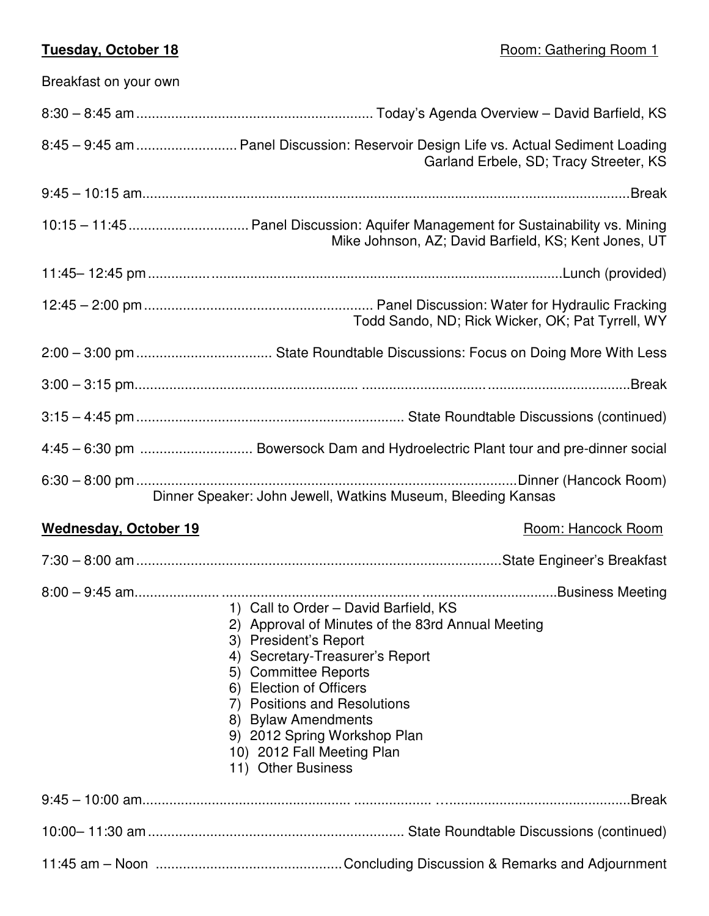**Tuesday, October 18** Room: Gathering Room 1

Breakfast on your own

8:30 – 8:45 am ............................................................ Today's Agenda Overview – David Barfield, KS

8:45 – 9:45 am ......................... Panel Discussion: Reservoir Design Life vs. Actual Sediment Loading
Garland Erbele, SD; Tracy Streeter, KS

9:45 – 10:15 am.............................................................................................................................Break

10:15 – 11:45 .............................. Panel Discussion: Aquifer Management for Sustainability vs. Mining
Mike Johnson, AZ; David Barfield, KS; Kent Jones, UT

11:45– 12:45 pm ...........................................................................................................Lunch (provided)

12:45 – 2:00 pm .......................................................... Panel Discussion: Water for Hydraulic Fracking
Todd Sando, ND; Rick Wicker, OK; Pat Tyrrell, WY

2:00 – 3:00 pm .................................. State Roundtable Discussions: Focus on Doing More With Less

3:00 – 3:15 pm.....................................................................................................................................Break

3:15 – 4:45 pm .................................................................... State Roundtable Discussions (continued)

4:45 – 6:30 pm ............................ Bowersock Dam and Hydroelectric Plant tour and pre-dinner social

6:30 – 8:00 pm ..................................................................................................Dinner (Hancock Room)
Dinner Speaker: John Jewell, Watkins Museum, Bleeding Kansas

**Wednesday, October 19** Room: Hancock Room

7:30 – 8:00 am .............................................................................................State Engineer's Breakfast

8:00 – 9:45 am.....................................................................................................Business Meeting

1) Call to Order – David Barfield, KS
2) Approval of Minutes of the 83rd Annual Meeting
3) President's Report
4) Secretary-Treasurer's Report
5) Committee Reports
6) Election of Officers
7) Positions and Resolutions
8) Bylaw Amendments
9) 2012 Spring Workshop Plan
10) 2012 Fall Meeting Plan
11) Other Business

9:45 – 10:00 am....................................................................................................................................Break

10:00– 11:30 am ................................................................ State Roundtable Discussions (continued)

11:45 am – Noon ...............................................Concluding Discussion & Remarks and Adjournment